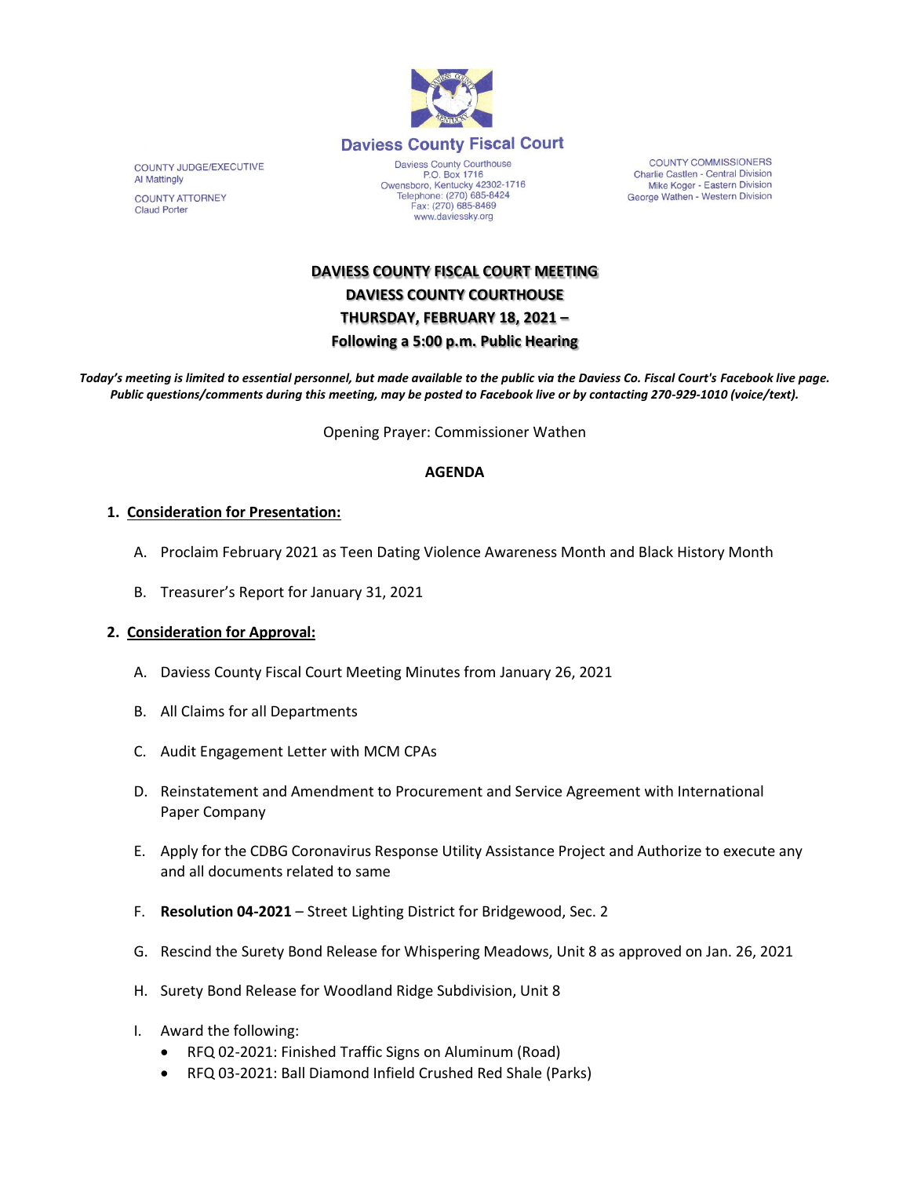**Daviess County Fiscal Court**

COUNTY JUDGE/EXECUTIVE
Al Mattingly

COUNTY ATTORNEY
Claud Porter

Daviess County Courthouse
P.O. Box 1716
Owensboro, Kentucky 42302-1716
Telephone: (270) 685-8424
Fax: (270) 685-8469
www.daviessky.org

COUNTY COMMISSIONERS
Charlie Castlen - Central Division
Mike Koger - Eastern Division
George Wathen - Western Division

**DAVIESS COUNTY FISCAL COURT MEETING**
**DAVIESS COUNTY COURTHOUSE**
**THURSDAY, FEBRUARY 18, 2021 –**
**Following a 5:00 p.m. Public Hearing**

***Today's meeting is limited to essential personnel, but made available to the public via the Daviess Co. Fiscal Court's Facebook live page. Public questions/comments during this meeting, may be posted to Facebook live or by contacting 270-929-1010 (voice/text).***

Opening Prayer: Commissioner Wathen

**AGENDA**

1. **Consideration for Presentation:**

   A. Proclaim February 2021 as Teen Dating Violence Awareness Month and Black History Month

   B. Treasurer's Report for January 31, 2021

2. **Consideration for Approval:**

   A. Daviess County Fiscal Court Meeting Minutes from January 26, 2021

   B. All Claims for all Departments

   C. Audit Engagement Letter with MCM CPAs

   D. Reinstatement and Amendment to Procurement and Service Agreement with International Paper Company

   E. Apply for the CDBG Coronavirus Response Utility Assistance Project and Authorize to execute any and all documents related to same

   F. **Resolution 04-2021** – Street Lighting District for Bridgewood, Sec. 2

   G. Rescind the Surety Bond Release for Whispering Meadows, Unit 8 as approved on Jan. 26, 2021

   H. Surety Bond Release for Woodland Ridge Subdivision, Unit 8

   I. Award the following:
      - RFQ 02-2021: Finished Traffic Signs on Aluminum (Road)
      - RFQ 03-2021: Ball Diamond Infield Crushed Red Shale (Parks)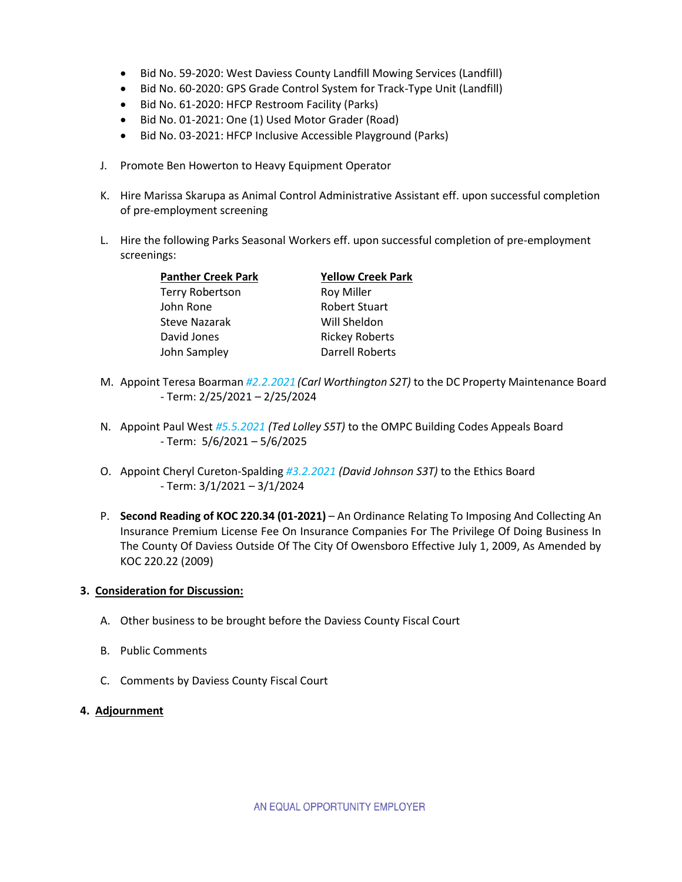- Bid No. 59-2020: West Daviess County Landfill Mowing Services (Landfill)
- Bid No. 60-2020: GPS Grade Control System for Track-Type Unit (Landfill)
- Bid No. 61-2020: HFCP Restroom Facility (Parks)
- Bid No. 01-2021: One (1) Used Motor Grader (Road)
- Bid No. 03-2021: HFCP Inclusive Accessible Playground (Parks)

J. Promote Ben Howerton to Heavy Equipment Operator

K. Hire Marissa Skarupa as Animal Control Administrative Assistant eff. upon successful completion of pre-employment screening

L. Hire the following Parks Seasonal Workers eff. upon successful completion of pre-employment screenings:

| Panther Creek Park | Yellow Creek Park |
|---|---|
| Terry Robertson | Roy Miller |
| John Rone | Robert Stuart |
| Steve Nazarak | Will Sheldon |
| David Jones | Rickey Roberts |
| John Sampley | Darrell Roberts |

M. Appoint Teresa Boarman *#2.2.2021* *(Carl Worthington S2T)* to the DC Property Maintenance Board
- Term: 2/25/2021 – 2/25/2024

N. Appoint Paul West *#5.5.2021* *(Ted Lolley S5T)* to the OMPC Building Codes Appeals Board
- Term: 5/6/2021 – 5/6/2025

O. Appoint Cheryl Cureton-Spalding *#3.2.2021* *(David Johnson S3T)* to the Ethics Board
- Term: 3/1/2021 – 3/1/2024

P. **Second Reading of KOC 220.34 (01-2021)** – An Ordinance Relating To Imposing And Collecting An Insurance Premium License Fee On Insurance Companies For The Privilege Of Doing Business In The County Of Daviess Outside Of The City Of Owensboro Effective July 1, 2009, As Amended by KOC 220.22 (2009)

**3. Consideration for Discussion:**

A. Other business to be brought before the Daviess County Fiscal Court

B. Public Comments

C. Comments by Daviess County Fiscal Court

**4. Adjournment**

AN EQUAL OPPORTUNITY EMPLOYER